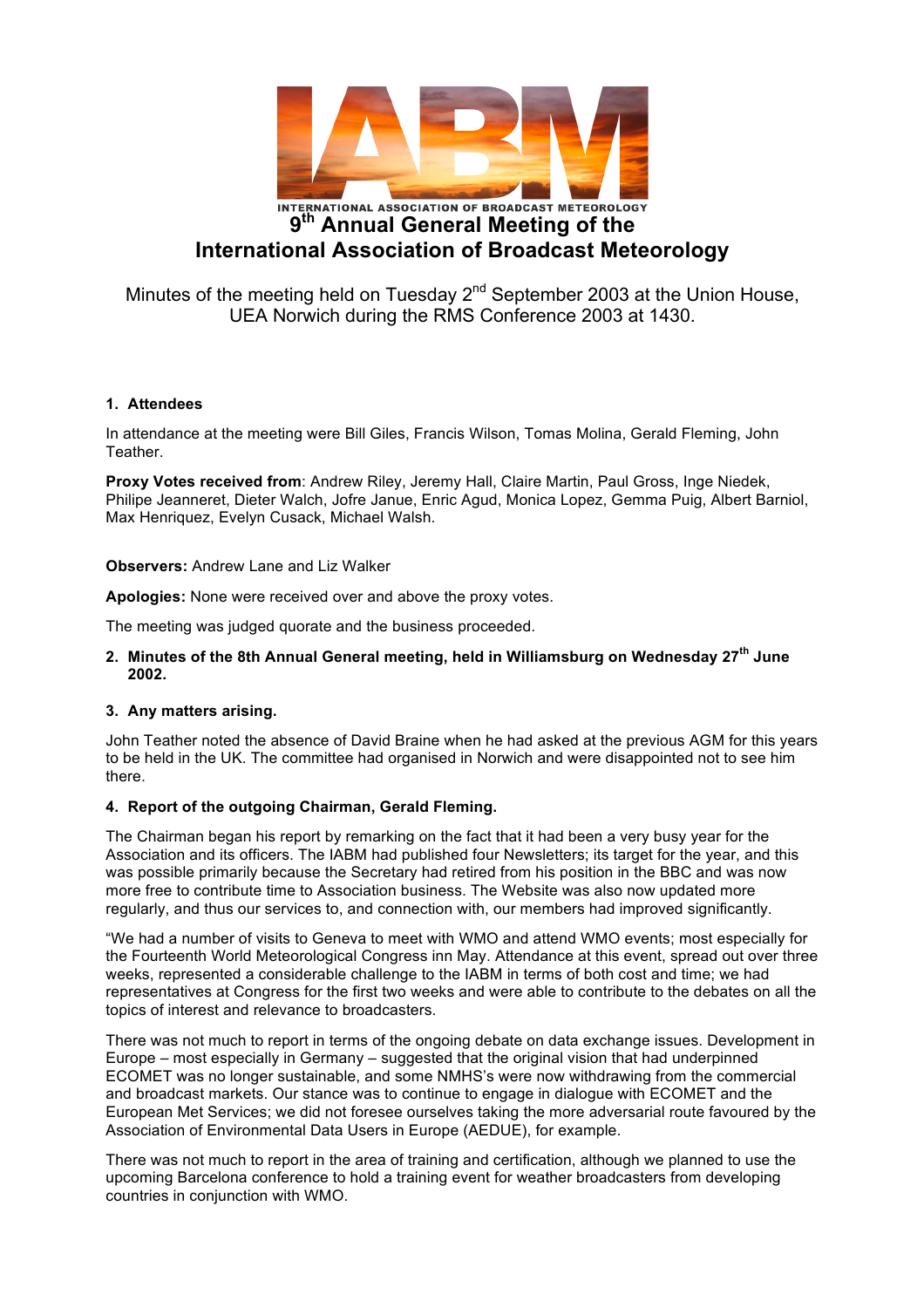INTERNATIONAL ASSOCIATION OF BROADCAST METEOROLOGY

# 9th Annual General Meeting of the International Association of Broadcast Meteorology

Minutes of the meeting held on Tuesday 2nd September 2003 at the Union House, UEA Norwich during the RMS Conference 2003 at 1430.

### 1. Attendees

In attendance at the meeting were Bill Giles, Francis Wilson, Tomas Molina, Gerald Fleming, John Teather.

**Proxy Votes received from**: Andrew Riley, Jeremy Hall, Claire Martin, Paul Gross, Inge Niedek, Philipe Jeanneret, Dieter Walch, Jofre Janue, Enric Agud, Monica Lopez, Gemma Puig, Albert Barniol, Max Henriquez, Evelyn Cusack, Michael Walsh.

**Observers:** Andrew Lane and Liz Walker

**Apologies:** None were received over and above the proxy votes.

The meeting was judged quorate and the business proceeded.

### 2. Minutes of the 8th Annual General meeting, held in Williamsburg on Wednesday 27th June 2002.

### 3. Any matters arising.

John Teather noted the absence of David Braine when he had asked at the previous AGM for this years to be held in the UK. The committee had organised in Norwich and were disappointed not to see him there.

### 4. Report of the outgoing Chairman, Gerald Fleming.

The Chairman began his report by remarking on the fact that it had been a very busy year for the Association and its officers. The IABM had published four Newsletters; its target for the year, and this was possible primarily because the Secretary had retired from his position in the BBC and was now more free to contribute time to Association business. The Website was also now updated more regularly, and thus our services to, and connection with, our members had improved significantly.

"We had a number of visits to Geneva to meet with WMO and attend WMO events; most especially for the Fourteenth World Meteorological Congress inn May. Attendance at this event, spread out over three weeks, represented a considerable challenge to the IABM in terms of both cost and time; we had representatives at Congress for the first two weeks and were able to contribute to the debates on all the topics of interest and relevance to broadcasters.

There was not much to report in terms of the ongoing debate on data exchange issues. Development in Europe – most especially in Germany – suggested that the original vision that had underpinned ECOMET was no longer sustainable, and some NMHS's were now withdrawing from the commercial and broadcast markets. Our stance was to continue to engage in dialogue with ECOMET and the European Met Services; we did not foresee ourselves taking the more adversarial route favoured by the Association of Environmental Data Users in Europe (AEDUE), for example.

There was not much to report in the area of training and certification, although we planned to use the upcoming Barcelona conference to hold a training event for weather broadcasters from developing countries in conjunction with WMO.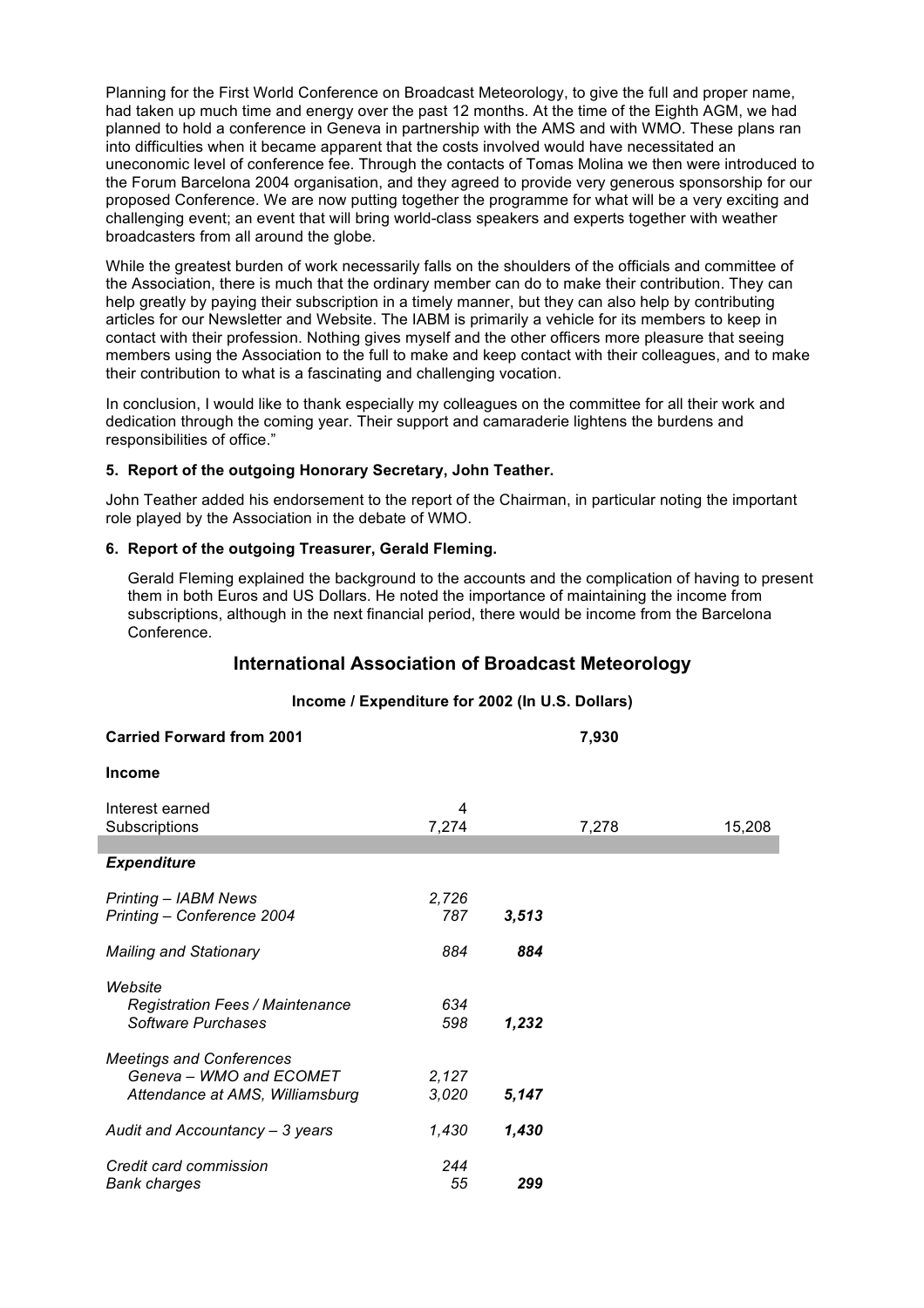Planning for the First World Conference on Broadcast Meteorology, to give the full and proper name, had taken up much time and energy over the past 12 months. At the time of the Eighth AGM, we had planned to hold a conference in Geneva in partnership with the AMS and with WMO. These plans ran into difficulties when it became apparent that the costs involved would have necessitated an uneconomic level of conference fee. Through the contacts of Tomas Molina we then were introduced to the Forum Barcelona 2004 organisation, and they agreed to provide very generous sponsorship for our proposed Conference. We are now putting together the programme for what will be a very exciting and challenging event; an event that will bring world-class speakers and experts together with weather broadcasters from all around the globe.

While the greatest burden of work necessarily falls on the shoulders of the officials and committee of the Association, there is much that the ordinary member can do to make their contribution. They can help greatly by paying their subscription in a timely manner, but they can also help by contributing articles for our Newsletter and Website. The IABM is primarily a vehicle for its members to keep in contact with their profession. Nothing gives myself and the other officers more pleasure that seeing members using the Association to the full to make and keep contact with their colleagues, and to make their contribution to what is a fascinating and challenging vocation.

In conclusion, I would like to thank especially my colleagues on the committee for all their work and dedication through the coming year. Their support and camaraderie lightens the burdens and responsibilities of office."

**5. Report of the outgoing Honorary Secretary, John Teather.**

John Teather added his endorsement to the report of the Chairman, in particular noting the important role played by the Association in the debate of WMO.

**6. Report of the outgoing Treasurer, Gerald Fleming.**

Gerald Fleming explained the background to the accounts and the complication of having to present them in both Euros and US Dollars. He noted the importance of maintaining the income from subscriptions, although in the next financial period, there would be income from the Barcelona Conference.

## International Association of Broadcast Meteorology

**Income / Expenditure for 2002 (In U.S. Dollars)**

| | | | | |
|---|---|---|---|---|
| **Carried Forward from 2001** | | | 7,930 | |
| **Income** | | | | |
| Interest earned | 4 | | | |
| Subscriptions | 7,274 | | 7,278 | 15,208 |
| ***Expenditure*** | | | | |
| *Printing – IABM News* | *2,726* | | | |
| *Printing – Conference 2004* | *787* | ***3,513*** | | |
| *Mailing and Stationary* | *884* | ***884*** | | |
| *Website* | | | | |
| *Registration Fees / Maintenance* | *634* | | | |
| *Software Purchases* | *598* | ***1,232*** | | |
| *Meetings and Conferences* | | | | |
| *Geneva – WMO and ECOMET* | *2,127* | | | |
| *Attendance at AMS, Williamsburg* | *3,020* | ***5,147*** | | |
| *Audit and Accountancy – 3 years* | *1,430* | ***1,430*** | | |
| *Credit card commission* | *244* | | | |
| *Bank charges* | *55* | ***299*** | | |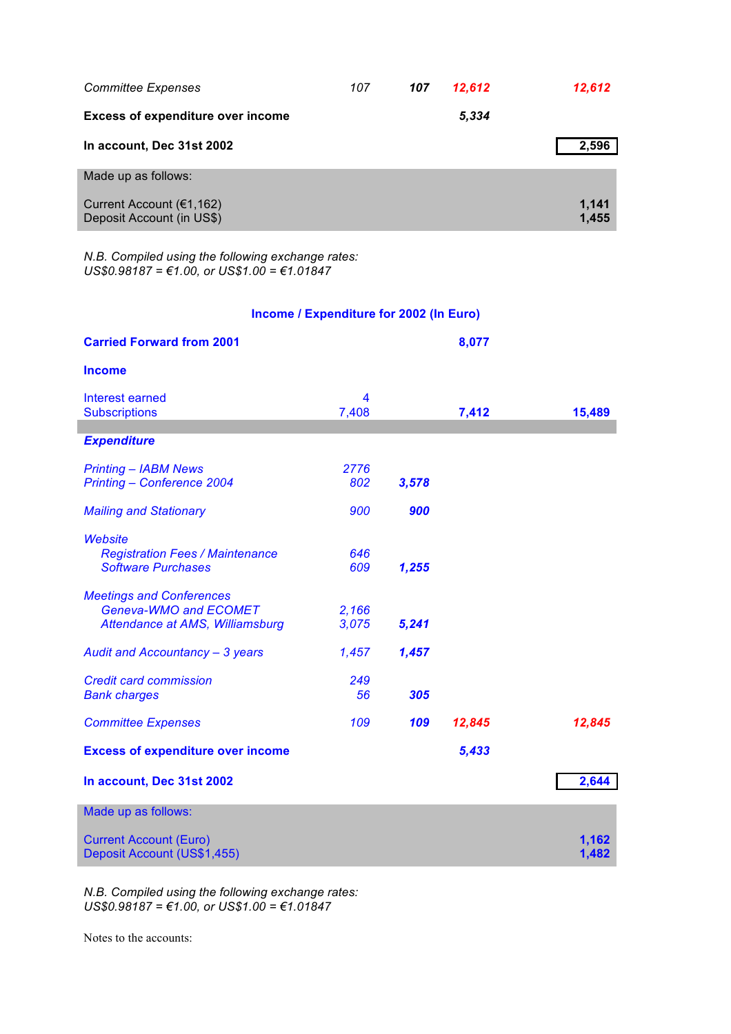| | | | | |
|---|---|---|---|---|
| *Committee Expenses* | *107* | ***107*** | ***12,612*** | ***12,612*** |
| **Excess of expenditure over income** | | | ***5,334*** | |
| **In account, Dec 31st 2002** | | | | **2,596** |
| Made up as follows: | | | | |
| Current Account (€1,162) | | | | **1,141** |
| Deposit Account (in US$) | | | | **1,455** |

*N.B. Compiled using the following exchange rates:*
*US$0.98187 = €1.00, or US$1.00 = €1.01847*

## Income / Expenditure for 2002 (In Euro)

| | | | | |
|---|---|---|---|---|
| **Carried Forward from 2001** | | | **8,077** | |
| **Income** | | | | |
| Interest earned | 4 | | | |
| Subscriptions | 7,408 | | **7,412** | **15,489** |
| ***Expenditure*** | | | | |
| *Printing – IABM News* | *2776* | | | |
| *Printing – Conference 2004* | *802* | ***3,578*** | | |
| *Mailing and Stationary* | *900* | ***900*** | | |
| *Website* | | | | |
| *Registration Fees / Maintenance* | *646* | | | |
| *Software Purchases* | *609* | ***1,255*** | | |
| *Meetings and Conferences* | | | | |
| *Geneva-WMO and ECOMET* | *2,166* | | | |
| *Attendance at AMS, Williamsburg* | *3,075* | ***5,241*** | | |
| *Audit and Accountancy – 3 years* | *1,457* | ***1,457*** | | |
| *Credit card commission* | *249* | | | |
| *Bank charges* | *56* | ***305*** | | |
| *Committee Expenses* | *109* | ***109*** | ***12,845*** | ***12,845*** |
| **Excess of expenditure over income** | | | ***5,433*** | |
| **In account, Dec 31st 2002** | | | | **2,644** |
| Made up as follows: | | | | |
| Current Account (Euro) | | | | **1,162** |
| Deposit Account (US$1,455) | | | | **1,482** |

*N.B. Compiled using the following exchange rates:*
*US$0.98187 = €1.00, or US$1.00 = €1.01847*

Notes to the accounts: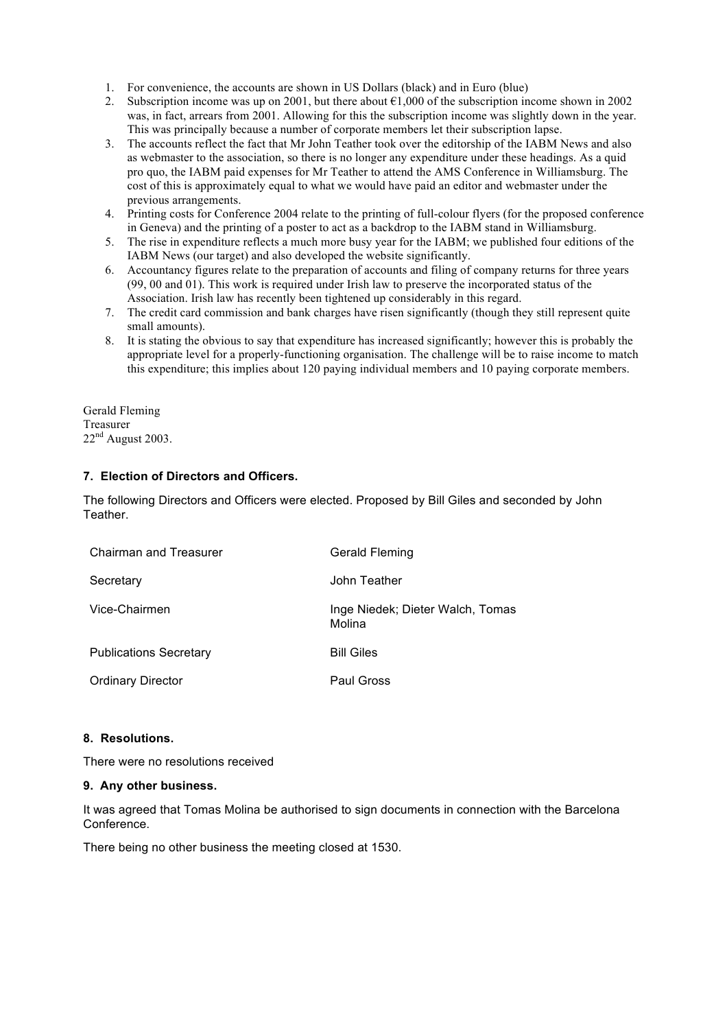1. For convenience, the accounts are shown in US Dollars (black) and in Euro (blue)
2. Subscription income was up on 2001, but there about €1,000 of the subscription income shown in 2002 was, in fact, arrears from 2001. Allowing for this the subscription income was slightly down in the year. This was principally because a number of corporate members let their subscription lapse.
3. The accounts reflect the fact that Mr John Teather took over the editorship of the IABM News and also as webmaster to the association, so there is no longer any expenditure under these headings. As a quid pro quo, the IABM paid expenses for Mr Teather to attend the AMS Conference in Williamsburg. The cost of this is approximately equal to what we would have paid an editor and webmaster under the previous arrangements.
4. Printing costs for Conference 2004 relate to the printing of full-colour flyers (for the proposed conference in Geneva) and the printing of a poster to act as a backdrop to the IABM stand in Williamsburg.
5. The rise in expenditure reflects a much more busy year for the IABM; we published four editions of the IABM News (our target) and also developed the website significantly.
6. Accountancy figures relate to the preparation of accounts and filing of company returns for three years (99, 00 and 01). This work is required under Irish law to preserve the incorporated status of the Association. Irish law has recently been tightened up considerably in this regard.
7. The credit card commission and bank charges have risen significantly (though they still represent quite small amounts).
8. It is stating the obvious to say that expenditure has increased significantly; however this is probably the appropriate level for a properly-functioning organisation. The challenge will be to raise income to match this expenditure; this implies about 120 paying individual members and 10 paying corporate members.

Gerald Fleming
Treasurer
22nd August 2003.

### 7. Election of Directors and Officers.

The following Directors and Officers were elected. Proposed by Bill Giles and seconded by John Teather.

| | |
|---|---|
| Chairman and Treasurer | Gerald Fleming |
| Secretary | John Teather |
| Vice-Chairmen | Inge Niedek; Dieter Walch, Tomas Molina |
| Publications Secretary | Bill Giles |
| Ordinary Director | Paul Gross |

### 8. Resolutions.

There were no resolutions received

### 9. Any other business.

It was agreed that Tomas Molina be authorised to sign documents in connection with the Barcelona Conference.

There being no other business the meeting closed at 1530.